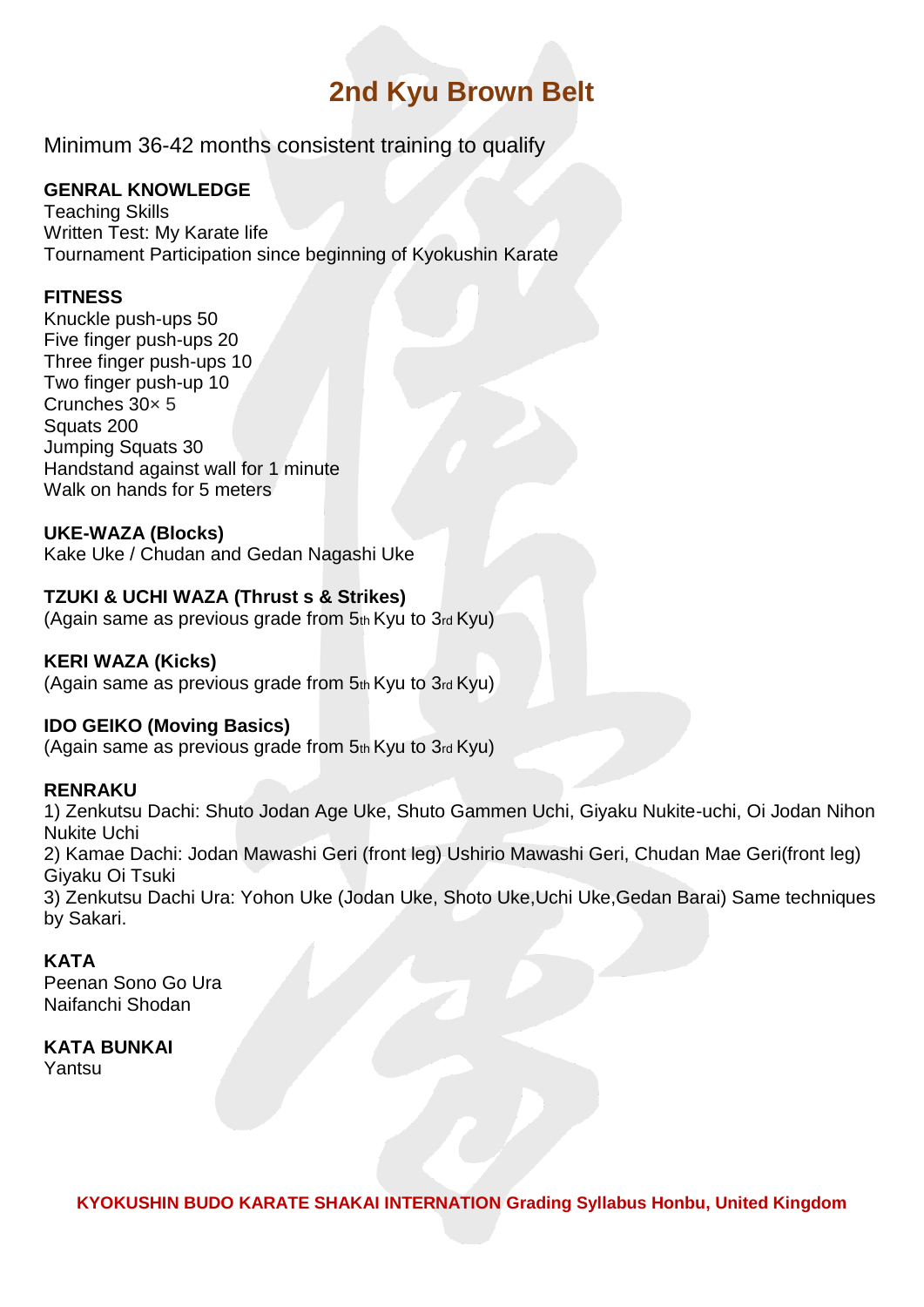# 2nd Kyu Brown Belt

Minimum 36-42 months consistent training to qualify

**GENRAL KNOWLEDGE**
Teaching Skills
Written Test: My Karate life
Tournament Participation since beginning of Kyokushin Karate

**FITNESS**
Knuckle push-ups 50
Five finger push-ups 20
Three finger push-ups 10
Two finger push-up 10
Crunches 30× 5
Squats 200
Jumping Squats 30
Handstand against wall for 1 minute
Walk on hands for 5 meters

**UKE-WAZA (Blocks)**
Kake Uke / Chudan and Gedan Nagashi Uke

**TZUKI & UCHI WAZA (Thrust s & Strikes)**
(Again same as previous grade from 5th Kyu to 3rd Kyu)

**KERI WAZA (Kicks)**
(Again same as previous grade from 5th Kyu to 3rd Kyu)

**IDO GEIKO (Moving Basics)**
(Again same as previous grade from 5th Kyu to 3rd Kyu)

**RENRAKU**
1) Zenkutsu Dachi: Shuto Jodan Age Uke, Shuto Gammen Uchi, Giyaku Nukite-uchi, Oi Jodan Nihon Nukite Uchi
2) Kamae Dachi: Jodan Mawashi Geri (front leg) Ushirio Mawashi Geri, Chudan Mae Geri(front leg) Giyaku Oi Tsuki
3) Zenkutsu Dachi Ura: Yohon Uke (Jodan Uke, Shoto Uke,Uchi Uke,Gedan Barai) Same techniques by Sakari.

**KATA**
Peenan Sono Go Ura
Naifanchi Shodan

**KATA BUNKAI**
Yantsu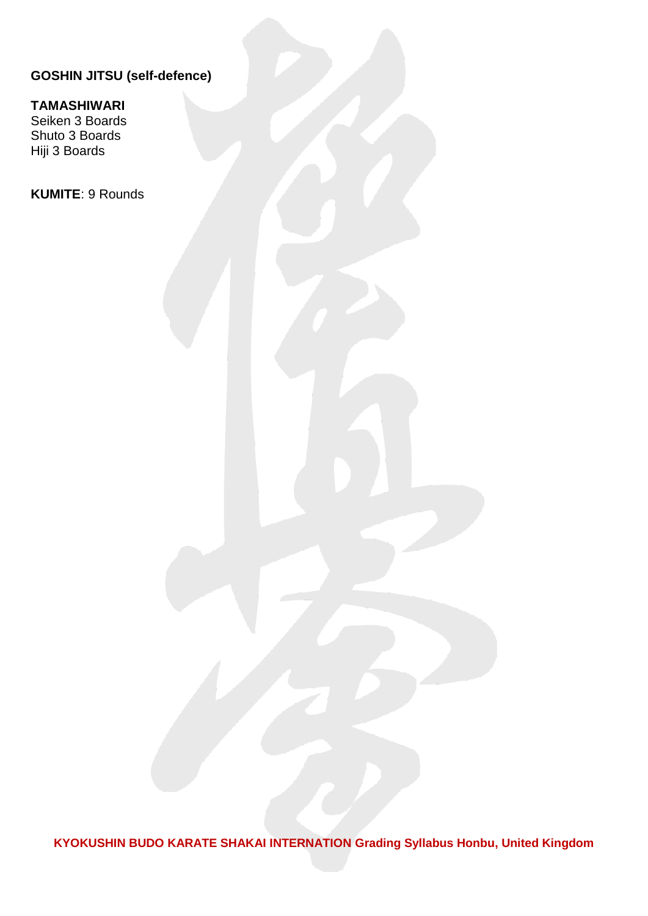**GOSHIN JITSU (self-defence)**

**TAMASHIWARI**
Seiken 3 Boards
Shuto 3 Boards
Hiji 3 Boards

**KUMITE**: 9 Rounds